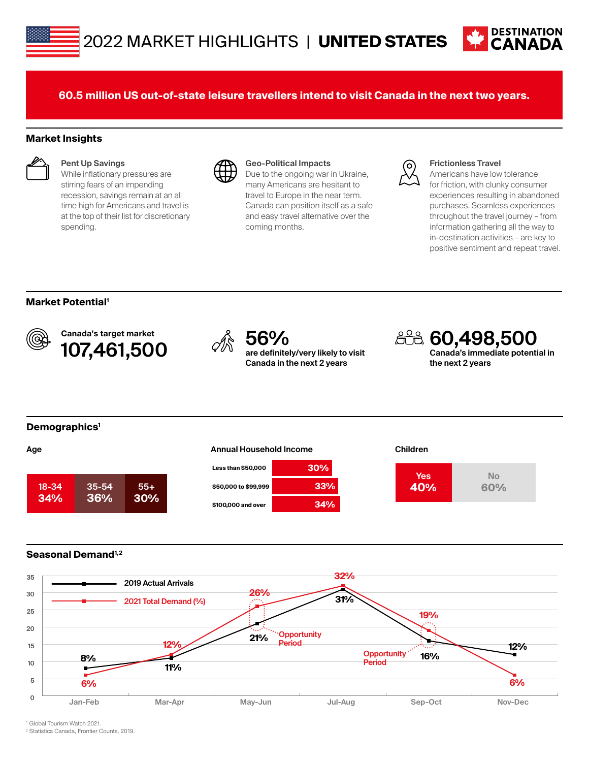# 2022 MARKET HIGHLIGHTS | UNITED STATES

DESTINATION CANADA

**60.5 million US out-of-state leisure travellers intend to visit Canada in the next two years.**

## Market Insights

**Pent Up Savings**
While inflationary pressures are stirring fears of an impending recession, savings remain at an all time high for Americans and travel is at the top of their list for discretionary spending.

**Geo-Political Impacts**
Due to the ongoing war in Ukraine, many Americans are hesitant to travel to Europe in the near term. Canada can position itself as a safe and easy travel alternative over the coming months.

**Frictionless Travel**
Americans have low tolerance for friction, with clunky consumer experiences resulting in abandoned purchases. Seamless experiences throughout the travel journey – from information gathering all the way to in-destination activities – are key to positive sentiment and repeat travel.

## Market Potential[1]

Canada's target market
**107,461,500**

**56%**
are definitely/very likely to visit Canada in the next 2 years

**60,498,500**
Canada's immediate potential in the next 2 years

## Demographics[1]

### Age

| 18-34 | 35-54 | 55+ |
|---|---|---|
| 34% | 36% | 30% |

### Annual Household Income

| Income | Share |
|---|---|
| Less than $50,000 | 30% |
| $50,000 to $99,999 | 33% |
| $100,000 and over | 34% |

### Children

| Yes | No |
|---|---|
| 40% | 60% |

## Seasonal Demand[1,2]

| Period | 2019 Actual Arrivals | 2021 Total Demand (%) |
|---|---|---|
| Jan-Feb | 8% | 6% |
| Mar-Apr | 11% | 12% |
| May-Jun | 21% | 26% (Opportunity Period) |
| Jul-Aug | 31% | 32% |
| Sep-Oct | 16% | 19% (Opportunity Period) |
| Nov-Dec | 12% | 6% |

[1] Global Tourism Watch 2021.
[2] Statistics Canada, Frontier Counts, 2019.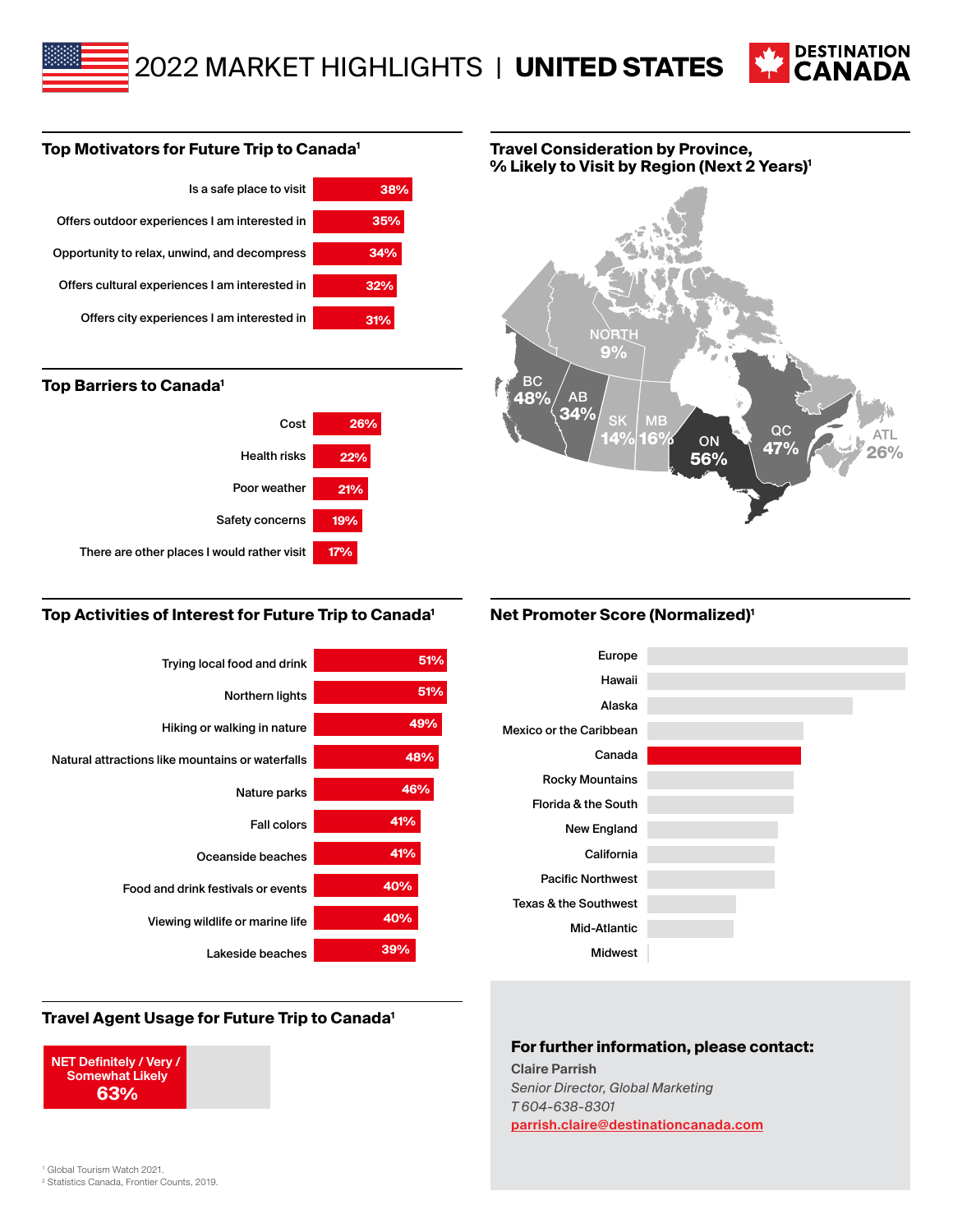# 2022 MARKET HIGHLIGHTS | UNITED STATES

DESTINATION CANADA

## Top Motivators for Future Trip to Canada[1]

Is a safe place to visit 38%
Offers outdoor experiences I am interested in 35%
Opportunity to relax, unwind, and decompress 34%
Offers cultural experiences I am interested in 32%
Offers city experiences I am interested in 31%

## Top Barriers to Canada[1]

Cost 26%
Health risks 22%
Poor weather 21%
Safety concerns 19%
There are other places I would rather visit 17%

## Top Activities of Interest for Future Trip to Canada[1]

Trying local food and drink 51%
Northern lights 51%
Hiking or walking in nature 49%
Natural attractions like mountains or waterfalls 48%
Nature parks 46%
Fall colors 41%
Oceanside beaches 41%
Food and drink festivals or events 40%
Viewing wildlife or marine life 40%
Lakeside beaches 39%

## Travel Agent Usage for Future Trip to Canada[1]

NET Definitely / Very / Somewhat Likely
63%

## Travel Consideration by Province, % Likely to Visit by Region (Next 2 Years)[1]

NORTH 9%
BC 48%
AB 34%
SK 14%
MB 16%
ON 56%
QC 47%
ATL 26%

## Net Promoter Score (Normalized)[1]

Europe
Hawaii
Alaska
Mexico or the Caribbean
Canada
Rocky Mountains
Florida & the South
New England
California
Pacific Northwest
Texas & the Southwest
Mid-Atlantic
Midwest

**For further information, please contact:**

**Claire Parrish**
*Senior Director, Global Marketing*
*T 604-638-8301*
parrish.claire@destinationcanada.com

[1] Global Tourism Watch 2021.
[2] Statistics Canada, Frontier Counts, 2019.